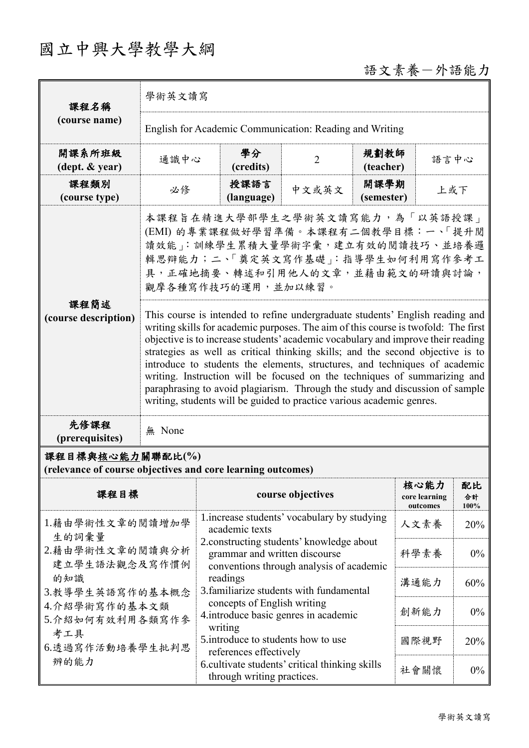# 國立中興大學教學大綱

語文素養－外語能力

| 課程名稱<br>(course name) | 學術英文讀寫 | | | | |
|---|---|---|---|---|---|
| | English for Academic Communication: Reading and Writing | | | | |
| 開課系所班級<br>(dept. & year) | 通識中心 | 學分<br>(credits) | 2 | 規劃教師<br>(teacher) | 語言中心 |
| 課程類別<br>(course type) | 必修 | 授課語言<br>(language) | 中文或英文 | 開課學期<br>(semester) | 上或下 |
| 課程簡述<br>(course description) | 本課程旨在精進大學部學生之學術英文讀寫能力，為「以英語授課」(EMI) 的專業課程做好學習準備。本課程有二個教學目標：一、「提升閱讀效能」：訓練學生累積大量學術字彙，建立有效的閱讀技巧、並培養邏輯思辯能力；二、「奠定英文寫作基礎」：指導學生如何利用寫作參考工具，正確地摘要、轉述和引用他人的文章，並藉由範文的研讀與討論，觀摩各種寫作技巧的運用，並加以練習。 | | | | |
| | This course is intended to refine undergraduate students' English reading and writing skills for academic purposes. The aim of this course is twofold: The first objective is to increase students' academic vocabulary and improve their reading strategies as well as critical thinking skills; and the second objective is to introduce to students the elements, structures, and techniques of academic writing. Instruction will be focused on the techniques of summarizing and paraphrasing to avoid plagiarism. Through the study and discussion of sample writing, students will be guided to practice various academic genres. | | | | |
| 先修課程<br>(prerequisites) | 無 None | | | | |

**課程目標與核心能力關聯配比(%)**
**(relevance of course objectives and core learning outcomes)**

| 課程目標 | course objectives | 核心能力<br>core learning outcomes | 配比<br>合計 100% |
|---|---|---|---|
| 1.藉由學術性文章的閱讀增加學生的詞彙量<br>2.藉由學術性文章的閱讀與分析建立學生語法觀念及寫作慣例的知識<br>3.教導學生英語寫作的基本概念<br>4.介紹學術寫作的基本文類<br>5.介紹如何有效利用各類寫作參考工具<br>6.透過寫作活動培養學生批判思辨的能力 | 1.increase students' vocabulary by studying academic texts<br>2.constructing students' knowledge about grammar and written discourse conventions through analysis of academic readings<br>3.familiarize students with fundamental concepts of English writing<br>4.introduce basic genres in academic writing<br>5.introduce to students how to use references effectively<br>6.cultivate students' critical thinking skills through writing practices. | 人文素養 | 20% |
| | | 科學素養 | 0% |
| | | 溝通能力 | 60% |
| | | 創新能力 | 0% |
| | | 國際視野 | 20% |
| | | 社會關懷 | 0% |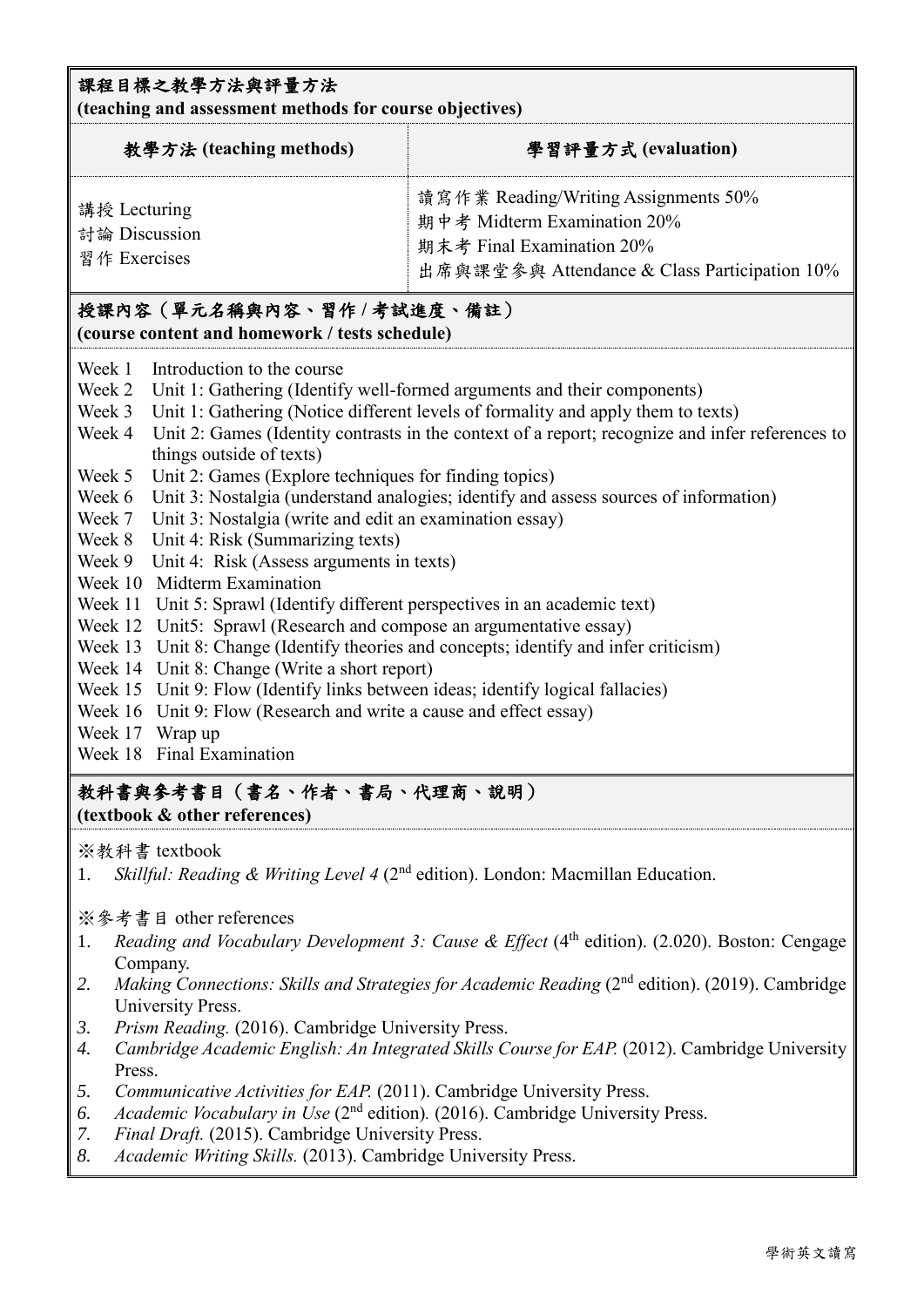## 課程目標之教學方法與評量方法
**(teaching and assessment methods for course objectives)**

| 教學方法 (teaching methods) | 學習評量方式 (evaluation) |
|---|---|
| 講授 Lecturing<br>討論 Discussion<br>習作 Exercises | 讀寫作業 Reading/Writing Assignments 50%<br>期中考 Midterm Examination 20%<br>期末考 Final Examination 20%<br>出席與課堂參與 Attendance & Class Participation 10% |

## 授課內容（單元名稱與內容、習作 / 考試進度、備註）
**(course content and homework / tests schedule)**

- Week 1 Introduction to the course
- Week 2 Unit 1: Gathering (Identify well-formed arguments and their components)
- Week 3 Unit 1: Gathering (Notice different levels of formality and apply them to texts)
- Week 4 Unit 2: Games (Identity contrasts in the context of a report; recognize and infer references to things outside of texts)
- Week 5 Unit 2: Games (Explore techniques for finding topics)
- Week 6 Unit 3: Nostalgia (understand analogies; identify and assess sources of information)
- Week 7 Unit 3: Nostalgia (write and edit an examination essay)
- Week 8 Unit 4: Risk (Summarizing texts)
- Week 9 Unit 4: Risk (Assess arguments in texts)
- Week 10 Midterm Examination
- Week 11 Unit 5: Sprawl (Identify different perspectives in an academic text)
- Week 12 Unit5: Sprawl (Research and compose an argumentative essay)
- Week 13 Unit 8: Change (Identify theories and concepts; identify and infer criticism)
- Week 14 Unit 8: Change (Write a short report)
- Week 15 Unit 9: Flow (Identify links between ideas; identify logical fallacies)
- Week 16 Unit 9: Flow (Research and write a cause and effect essay)
- Week 17 Wrap up
- Week 18 Final Examination

## 教科書與參考書目（書名、作者、書局、代理商、說明）
**(textbook & other references)**

※教科書 textbook

1. *Skillful: Reading & Writing Level 4* (2nd edition). London: Macmillan Education.

※參考書目 other references

1. *Reading and Vocabulary Development 3: Cause & Effect* (4th edition). (2.020). Boston: Cengage Company.
2. *Making Connections: Skills and Strategies for Academic Reading* (2nd edition). (2019). Cambridge University Press.
3. *Prism Reading.* (2016). Cambridge University Press.
4. *Cambridge Academic English: An Integrated Skills Course for EAP.* (2012). Cambridge University Press.
5. *Communicative Activities for EAP.* (2011). Cambridge University Press.
6. *Academic Vocabulary in Use* (2nd edition). (2016). Cambridge University Press.
7. *Final Draft.* (2015). Cambridge University Press.
8. *Academic Writing Skills.* (2013). Cambridge University Press.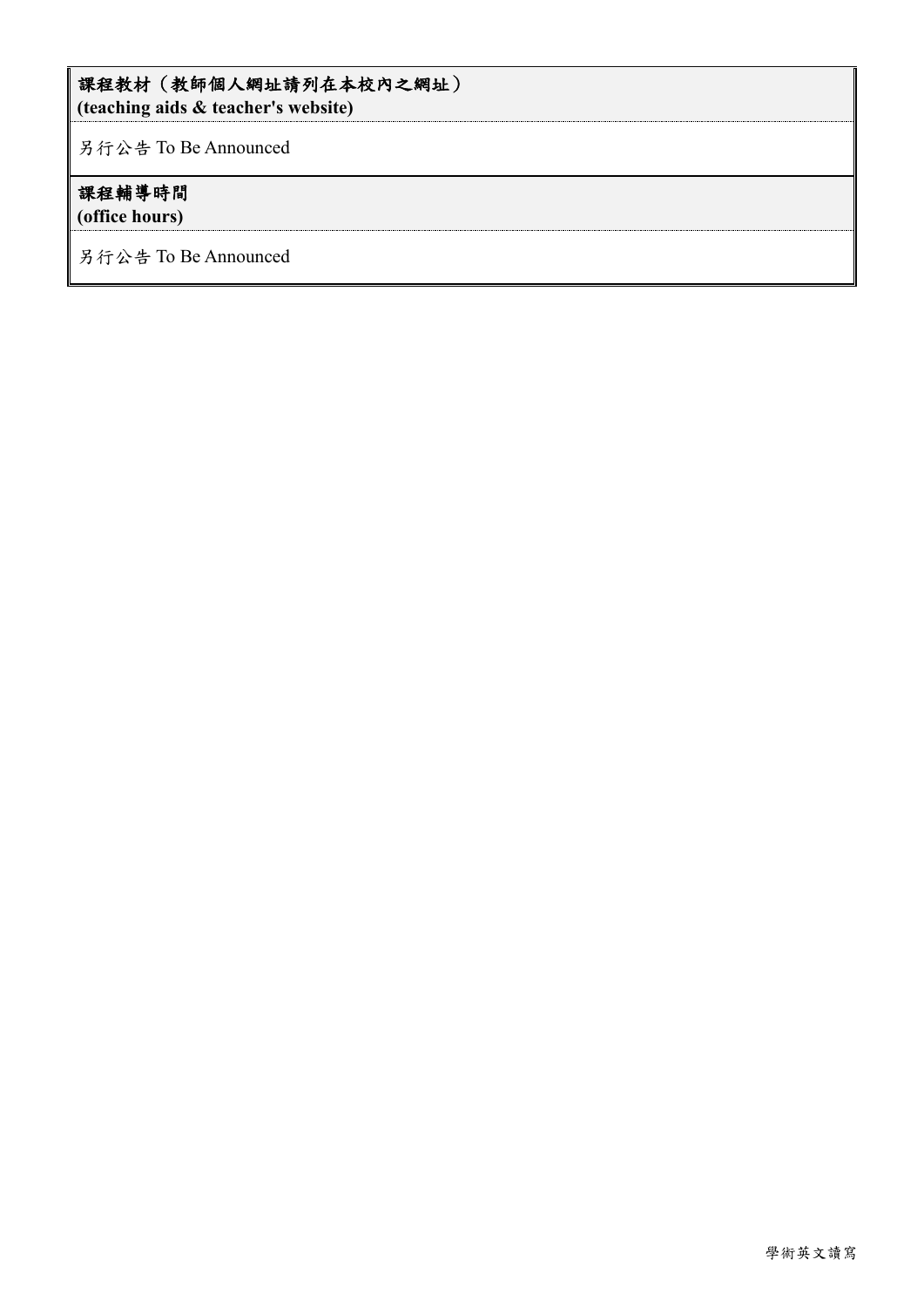**課程教材（教師個人網址請列在本校內之網址）**
**(teaching aids & teacher's website)**

另行公告 To Be Announced

**課程輔導時間**
**(office hours)**

另行公告 To Be Announced